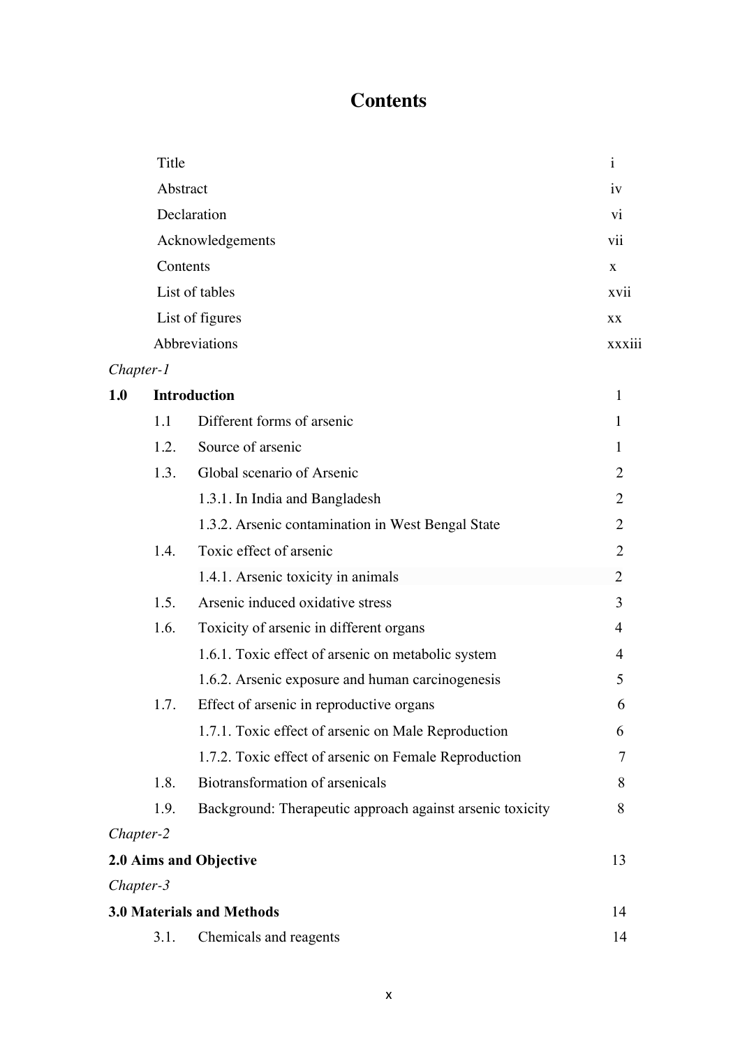# Contents

| | | |
|---|---|---|
| Title | | i |
| Abstract | | iv |
| Declaration | | vi |
| Acknowledgements | | vii |
| Contents | | x |
| List of tables | | xvii |
| List of figures | | xx |
| Abbreviations | | xxxiii |
| *Chapter-1* | | |
| **1.0** | **Introduction** | 1 |
| 1.1 | Different forms of arsenic | 1 |
| 1.2. | Source of arsenic | 1 |
| 1.3. | Global scenario of Arsenic | 2 |
| | 1.3.1. In India and Bangladesh | 2 |
| | 1.3.2. Arsenic contamination in West Bengal State | 2 |
| 1.4. | Toxic effect of arsenic | 2 |
| | 1.4.1. Arsenic toxicity in animals | 2 |
| 1.5. | Arsenic induced oxidative stress | 3 |
| 1.6. | Toxicity of arsenic in different organs | 4 |
| | 1.6.1. Toxic effect of arsenic on metabolic system | 4 |
| | 1.6.2. Arsenic exposure and human carcinogenesis | 5 |
| 1.7. | Effect of arsenic in reproductive organs | 6 |
| | 1.7.1. Toxic effect of arsenic on Male Reproduction | 6 |
| | 1.7.2. Toxic effect of arsenic on Female Reproduction | 7 |
| 1.8. | Biotransformation of arsenicals | 8 |
| 1.9. | Background: Therapeutic approach against arsenic toxicity | 8 |
| *Chapter-2* | | |
| **2.0 Aims and Objective** | | 13 |
| *Chapter-3* | | |
| **3.0 Materials and Methods** | | 14 |
| 3.1. | Chemicals and reagents | 14 |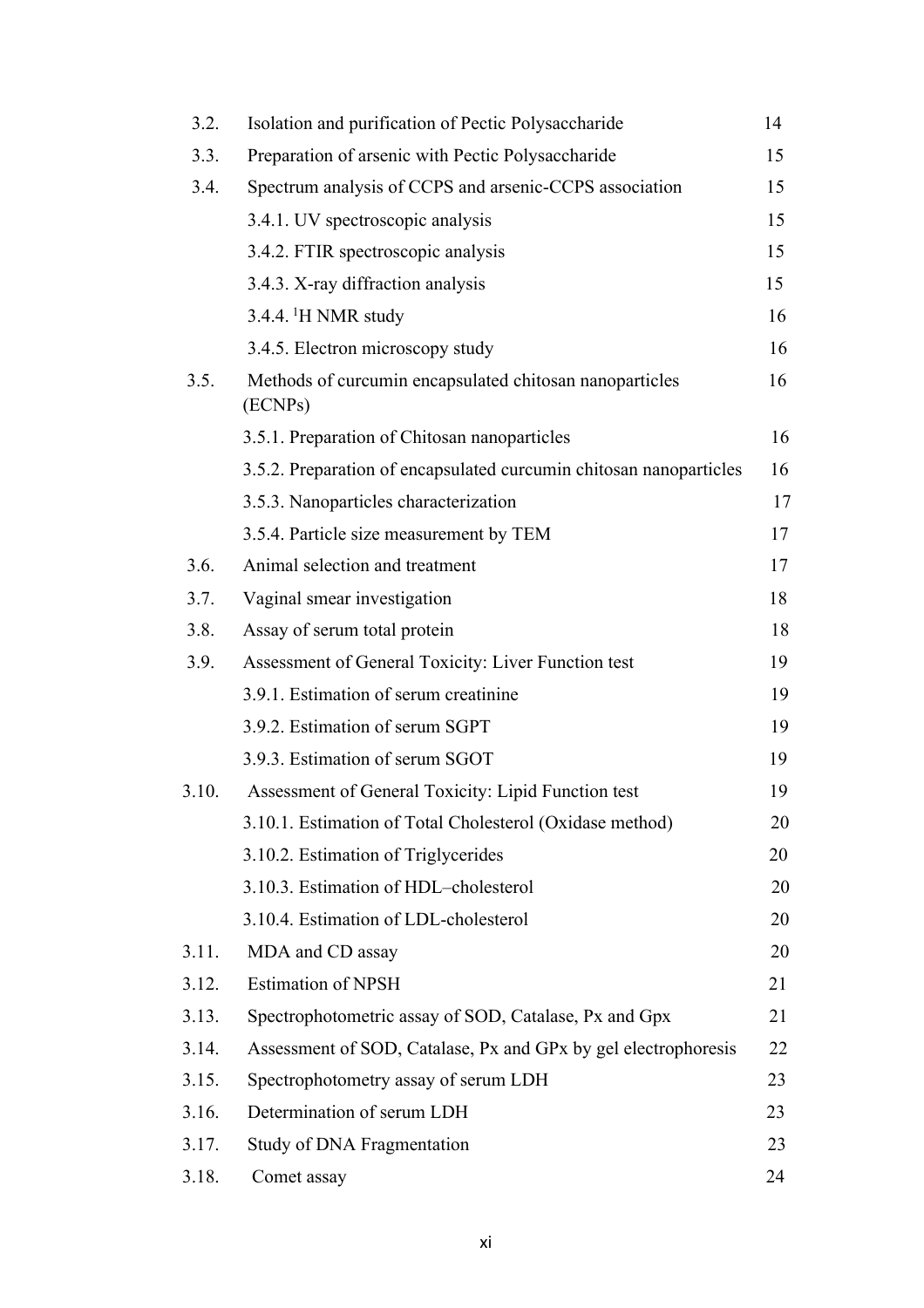| | | |
|---|---|---|
| 3.2. | Isolation and purification of Pectic Polysaccharide | 14 |
| 3.3. | Preparation of arsenic with Pectic Polysaccharide | 15 |
| 3.4. | Spectrum analysis of CCPS and arsenic-CCPS association | 15 |
| | 3.4.1. UV spectroscopic analysis | 15 |
| | 3.4.2. FTIR spectroscopic analysis | 15 |
| | 3.4.3. X-ray diffraction analysis | 15 |
| | 3.4.4. $^{1}$H NMR study | 16 |
| | 3.4.5. Electron microscopy study | 16 |
| 3.5. | Methods of curcumin encapsulated chitosan nanoparticles (ECNPs) | 16 |
| | 3.5.1. Preparation of Chitosan nanoparticles | 16 |
| | 3.5.2. Preparation of encapsulated curcumin chitosan nanoparticles | 16 |
| | 3.5.3. Nanoparticles characterization | 17 |
| | 3.5.4. Particle size measurement by TEM | 17 |
| 3.6. | Animal selection and treatment | 17 |
| 3.7. | Vaginal smear investigation | 18 |
| 3.8. | Assay of serum total protein | 18 |
| 3.9. | Assessment of General Toxicity: Liver Function test | 19 |
| | 3.9.1. Estimation of serum creatinine | 19 |
| | 3.9.2. Estimation of serum SGPT | 19 |
| | 3.9.3. Estimation of serum SGOT | 19 |
| 3.10. | Assessment of General Toxicity: Lipid Function test | 19 |
| | 3.10.1. Estimation of Total Cholesterol (Oxidase method) | 20 |
| | 3.10.2. Estimation of Triglycerides | 20 |
| | 3.10.3. Estimation of HDL–cholesterol | 20 |
| | 3.10.4. Estimation of LDL-cholesterol | 20 |
| 3.11. | MDA and CD assay | 20 |
| 3.12. | Estimation of NPSH | 21 |
| 3.13. | Spectrophotometric assay of SOD, Catalase, Px and Gpx | 21 |
| 3.14. | Assessment of SOD, Catalase, Px and GPx by gel electrophoresis | 22 |
| 3.15. | Spectrophotometry assay of serum LDH | 23 |
| 3.16. | Determination of serum LDH | 23 |
| 3.17. | Study of DNA Fragmentation | 23 |
| 3.18. | Comet assay | 24 |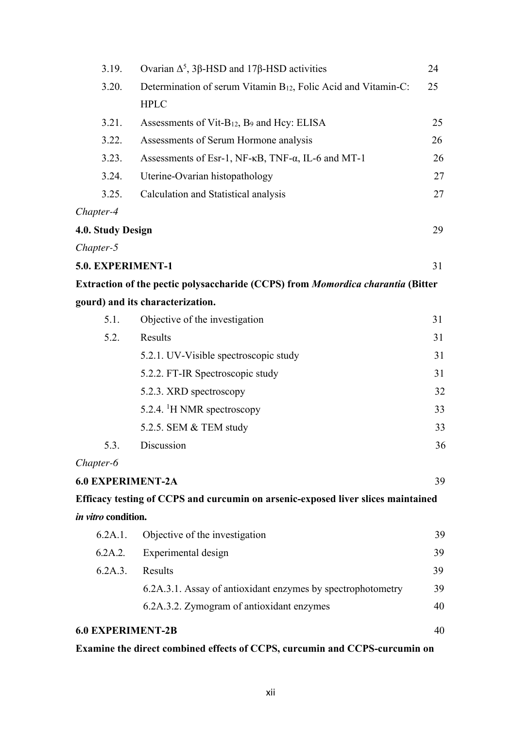| | | |
|---|---|---|
| 3.19. | Ovarian $\Delta^5$, 3β-HSD and 17β-HSD activities | 24 |
| 3.20. | Determination of serum Vitamin $B_{12}$, Folic Acid and Vitamin-C: HPLC | 25 |
| 3.21. | Assessments of Vit-$B_{12}$, $B_9$ and Hcy: ELISA | 25 |
| 3.22. | Assessments of Serum Hormone analysis | 26 |
| 3.23. | Assessments of Esr-1, NF-κB, TNF-α, IL-6 and MT-1 | 26 |
| 3.24. | Uterine-Ovarian histopathology | 27 |
| 3.25. | Calculation and Statistical analysis | 27 |

*Chapter-4*

**4.0. Study Design** 29

*Chapter-5*

**5.0. EXPERIMENT-1** 31

**Extraction of the pectic polysaccharide (CCPS) from *Momordica charantia* (Bitter gourd) and its characterization.**

| | | |
|---|---|---|
| 5.1. | Objective of the investigation | 31 |
| 5.2. | Results | 31 |
| | 5.2.1. UV-Visible spectroscopic study | 31 |
| | 5.2.2. FT-IR Spectroscopic study | 31 |
| | 5.2.3. XRD spectroscopy | 32 |
| | 5.2.4. $^1$H NMR spectroscopy | 33 |
| | 5.2.5. SEM & TEM study | 33 |
| 5.3. | Discussion | 36 |

*Chapter-6*

**6.0 EXPERIMENT-2A** 39

**Efficacy testing of CCPS and curcumin on arsenic-exposed liver slices maintained *in vitro* condition.**

| | | |
|---|---|---|
| 6.2A.1. | Objective of the investigation | 39 |
| 6.2A.2. | Experimental design | 39 |
| 6.2A.3. | Results | 39 |
| | 6.2A.3.1. Assay of antioxidant enzymes by spectrophotometry | 39 |
| | 6.2A.3.2. Zymogram of antioxidant enzymes | 40 |

**6.0 EXPERIMENT-2B** 40

**Examine the direct combined effects of CCPS, curcumin and CCPS-curcumin on**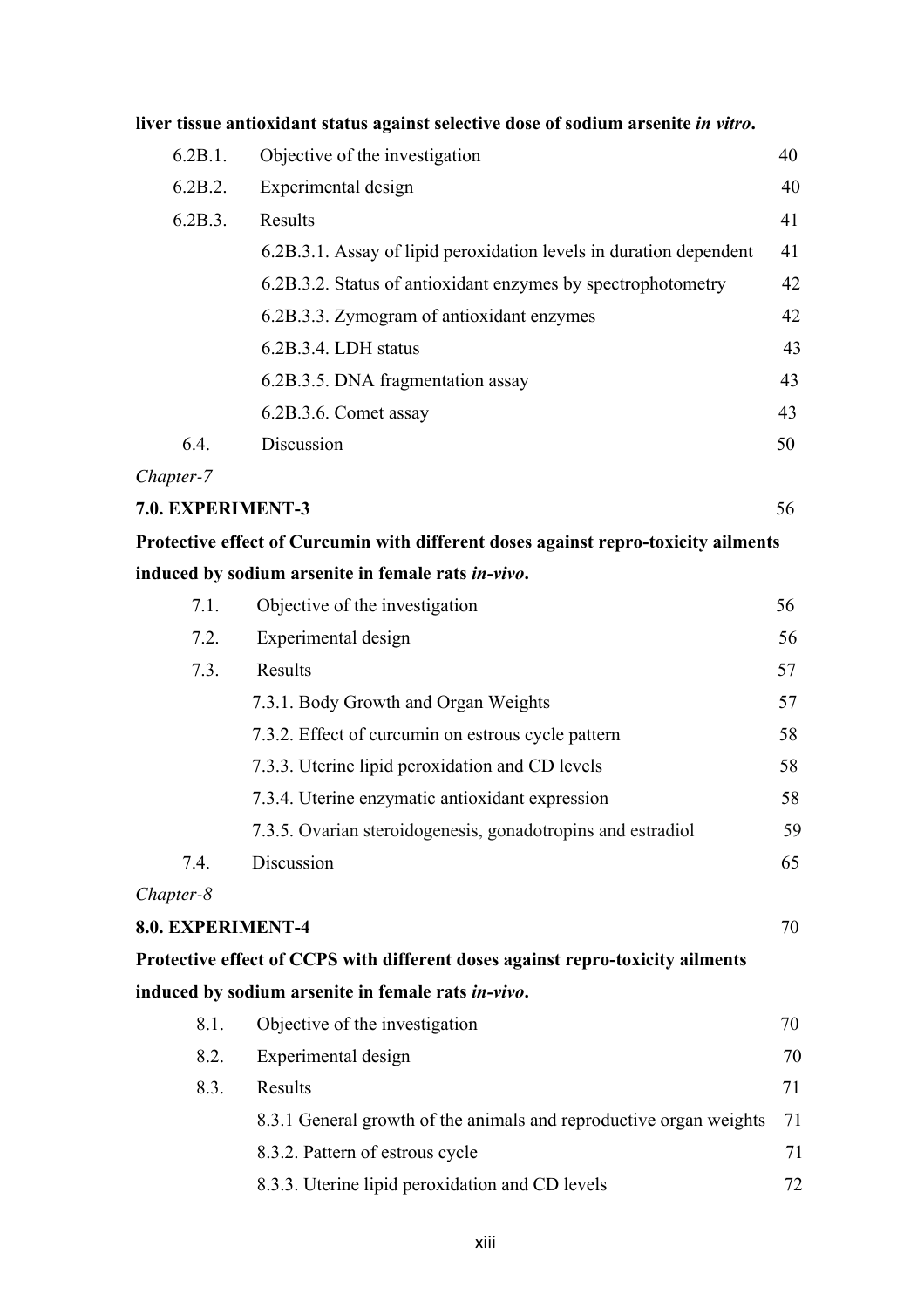**liver tissue antioxidant status against selective dose of sodium arsenite *in vitro*.**

| | | |
|---|---|---|
| 6.2B.1. | Objective of the investigation | 40 |
| 6.2B.2. | Experimental design | 40 |
| 6.2B.3. | Results | 41 |
| | 6.2B.3.1. Assay of lipid peroxidation levels in duration dependent | 41 |
| | 6.2B.3.2. Status of antioxidant enzymes by spectrophotometry | 42 |
| | 6.2B.3.3. Zymogram of antioxidant enzymes | 42 |
| | 6.2B.3.4. LDH status | 43 |
| | 6.2B.3.5. DNA fragmentation assay | 43 |
| | 6.2B.3.6. Comet assay | 43 |
| 6.4. | Discussion | 50 |

*Chapter-7*

**7.0. EXPERIMENT-3** 56

**Protective effect of Curcumin with different doses against repro-toxicity ailments induced by sodium arsenite in female rats *in-vivo*.**

| | | |
|---|---|---|
| 7.1. | Objective of the investigation | 56 |
| 7.2. | Experimental design | 56 |
| 7.3. | Results | 57 |
| | 7.3.1. Body Growth and Organ Weights | 57 |
| | 7.3.2. Effect of curcumin on estrous cycle pattern | 58 |
| | 7.3.3. Uterine lipid peroxidation and CD levels | 58 |
| | 7.3.4. Uterine enzymatic antioxidant expression | 58 |
| | 7.3.5. Ovarian steroidogenesis, gonadotropins and estradiol | 59 |
| 7.4. | Discussion | 65 |

*Chapter-8*

**8.0. EXPERIMENT-4** 70

**Protective effect of CCPS with different doses against repro-toxicity ailments induced by sodium arsenite in female rats *in-vivo*.**

| | | |
|---|---|---|
| 8.1. | Objective of the investigation | 70 |
| 8.2. | Experimental design | 70 |
| 8.3. | Results | 71 |
| | 8.3.1 General growth of the animals and reproductive organ weights | 71 |
| | 8.3.2. Pattern of estrous cycle | 71 |
| | 8.3.3. Uterine lipid peroxidation and CD levels | 72 |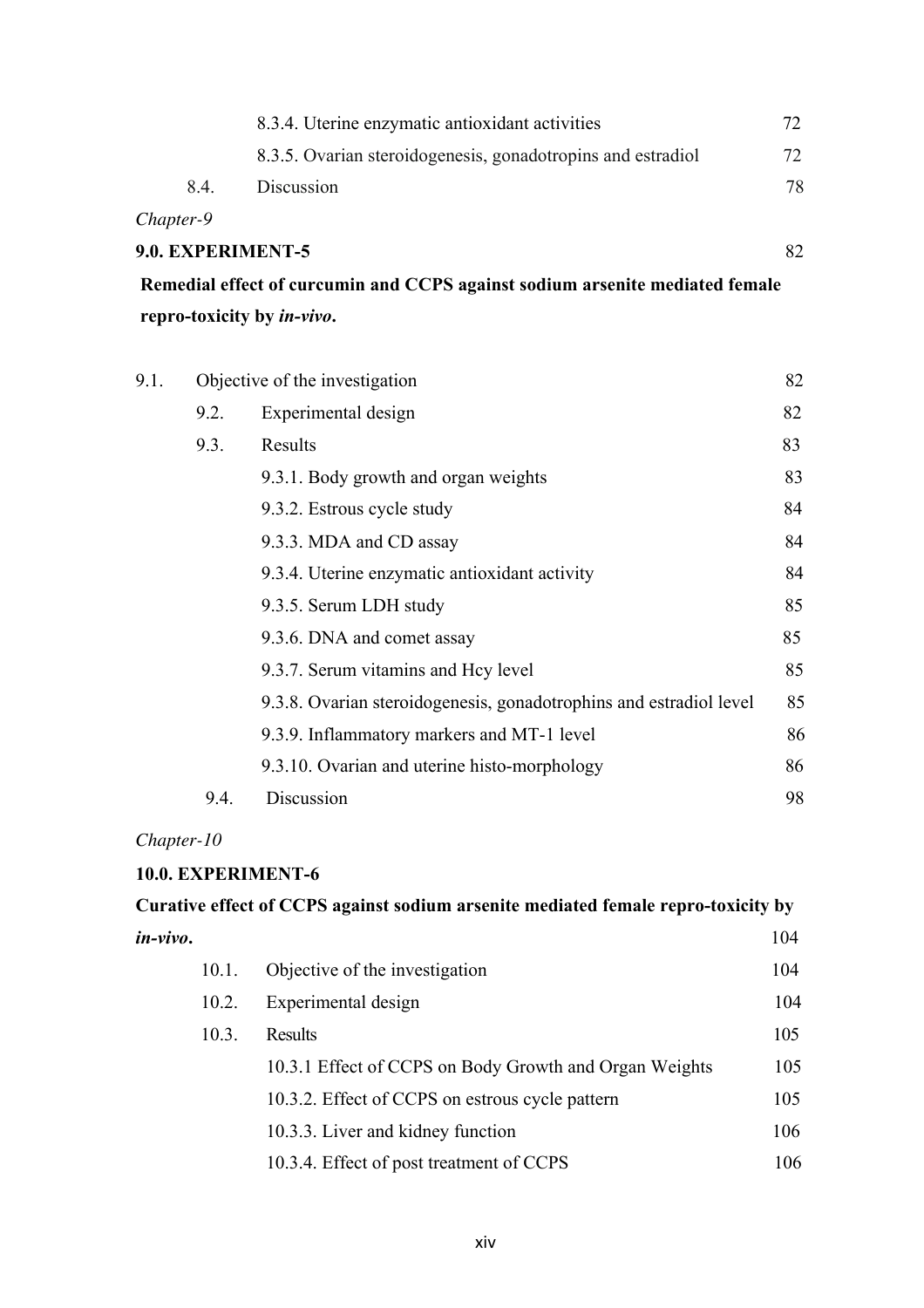| | | |
|---|---|---|
| | 8.3.4. Uterine enzymatic antioxidant activities | 72 |
| | 8.3.5. Ovarian steroidogenesis, gonadotropins and estradiol | 72 |
| 8.4. | Discussion | 78 |

*Chapter-9*

**9.0. EXPERIMENT-5** 82

**Remedial effect of curcumin and CCPS against sodium arsenite mediated female repro-toxicity by *in-vivo*.**

| | | |
|---|---|---|
| 9.1. | Objective of the investigation | 82 |
| 9.2. | Experimental design | 82 |
| 9.3. | Results | 83 |
| | 9.3.1. Body growth and organ weights | 83 |
| | 9.3.2. Estrous cycle study | 84 |
| | 9.3.3. MDA and CD assay | 84 |
| | 9.3.4. Uterine enzymatic antioxidant activity | 84 |
| | 9.3.5. Serum LDH study | 85 |
| | 9.3.6. DNA and comet assay | 85 |
| | 9.3.7. Serum vitamins and Hcy level | 85 |
| | 9.3.8. Ovarian steroidogenesis, gonadotrophins and estradiol level | 85 |
| | 9.3.9. Inflammatory markers and MT-1 level | 86 |
| | 9.3.10. Ovarian and uterine histo-morphology | 86 |
| 9.4. | Discussion | 98 |

*Chapter-10*

**10.0. EXPERIMENT-6**

**Curative effect of CCPS against sodium arsenite mediated female repro-toxicity by *in-vivo*.** 104

| | | |
|---|---|---|
| 10.1. | Objective of the investigation | 104 |
| 10.2. | Experimental design | 104 |
| 10.3. | Results | 105 |
| | 10.3.1 Effect of CCPS on Body Growth and Organ Weights | 105 |
| | 10.3.2. Effect of CCPS on estrous cycle pattern | 105 |
| | 10.3.3. Liver and kidney function | 106 |
| | 10.3.4. Effect of post treatment of CCPS | 106 |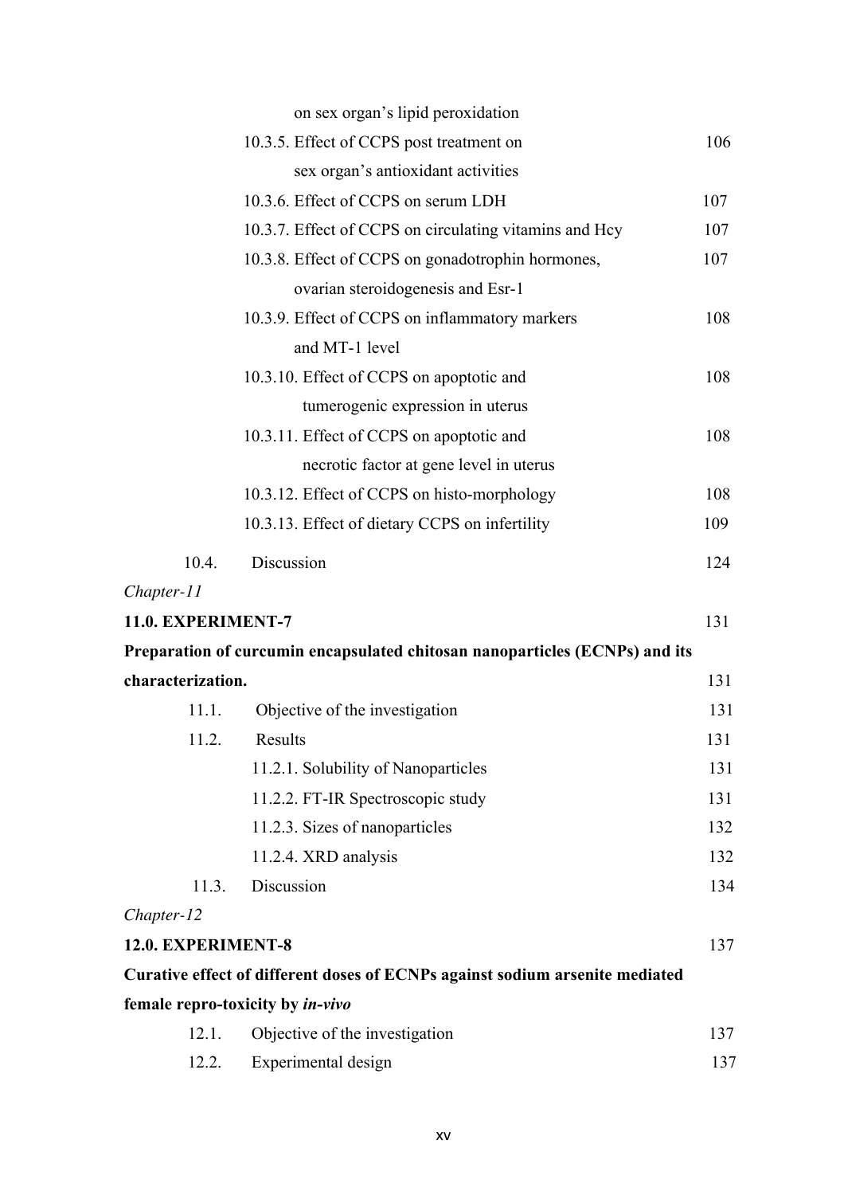on sex organ's lipid peroxidation

10.3.5. Effect of CCPS post treatment on sex organ's antioxidant activities 106

10.3.6. Effect of CCPS on serum LDH 107

10.3.7. Effect of CCPS on circulating vitamins and Hcy 107

10.3.8. Effect of CCPS on gonadotrophin hormones, ovarian steroidogenesis and Esr-1 107

10.3.9. Effect of CCPS on inflammatory markers and MT-1 level 108

10.3.10. Effect of CCPS on apoptotic and tumerogenic expression in uterus 108

10.3.11. Effect of CCPS on apoptotic and necrotic factor at gene level in uterus 108

10.3.12. Effect of CCPS on histo-morphology 108

10.3.13. Effect of dietary CCPS on infertility 109

10.4. Discussion 124

*Chapter-11*

**11.0. EXPERIMENT-7** 131

**Preparation of curcumin encapsulated chitosan nanoparticles (ECNPs) and its characterization.** 131

11.1. Objective of the investigation 131

11.2. Results 131

11.2.1. Solubility of Nanoparticles 131

11.2.2. FT-IR Spectroscopic study 131

11.2.3. Sizes of nanoparticles 132

11.2.4. XRD analysis 132

11.3. Discussion 134

*Chapter-12*

**12.0. EXPERIMENT-8** 137

**Curative effect of different doses of ECNPs against sodium arsenite mediated female repro-toxicity by *in-vivo***

12.1. Objective of the investigation 137

12.2. Experimental design 137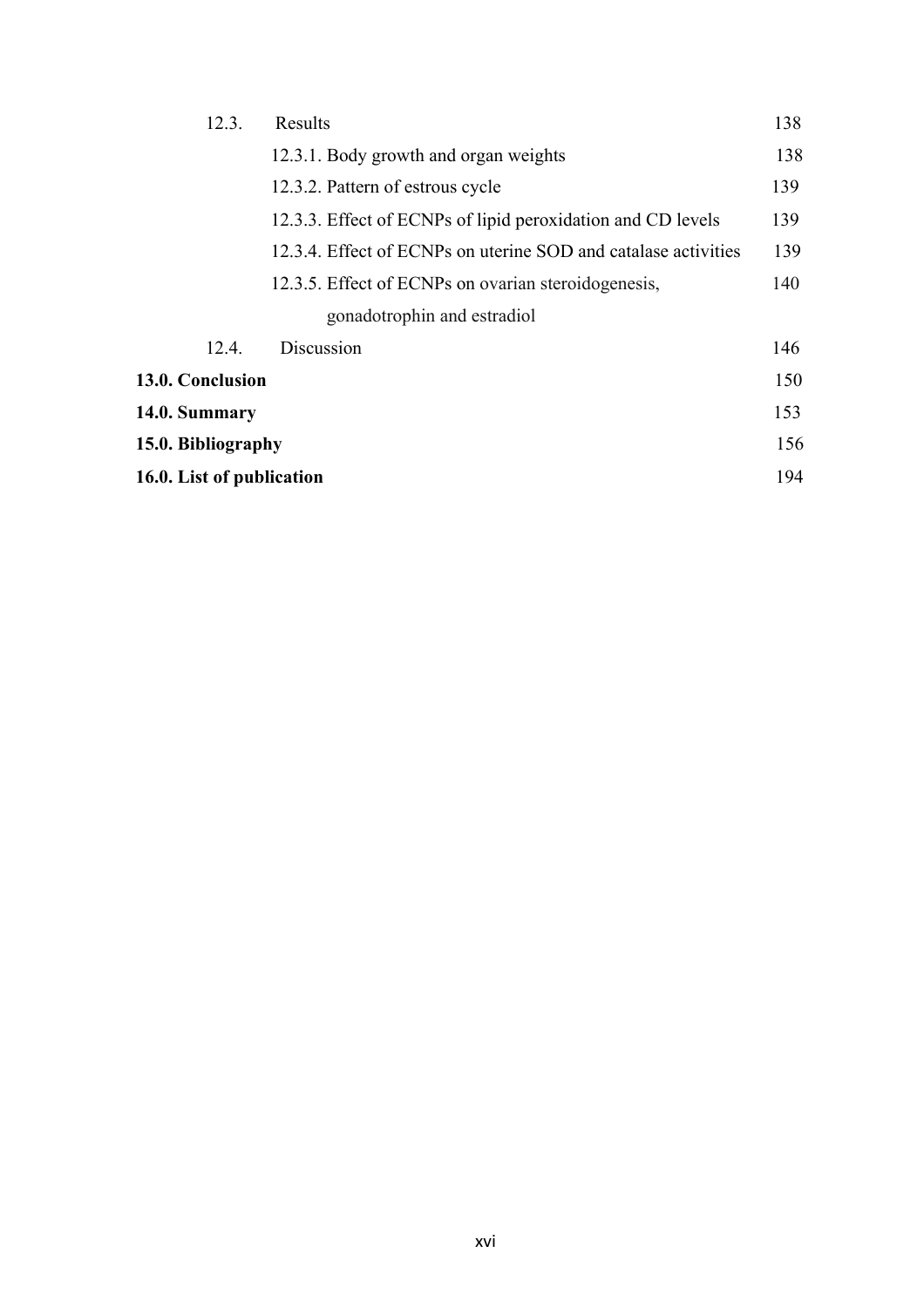| | | |
|---|---|---|
| 12.3. | Results | 138 |
| | 12.3.1. Body growth and organ weights | 138 |
| | 12.3.2. Pattern of estrous cycle | 139 |
| | 12.3.3. Effect of ECNPs of lipid peroxidation and CD levels | 139 |
| | 12.3.4. Effect of ECNPs on uterine SOD and catalase activities | 139 |
| | 12.3.5. Effect of ECNPs on ovarian steroidogenesis, gonadotrophin and estradiol | 140 |
| 12.4. | Discussion | 146 |
| **13.0. Conclusion** | | 150 |
| **14.0. Summary** | | 153 |
| **15.0. Bibliography** | | 156 |
| **16.0. List of publication** | | 194 |